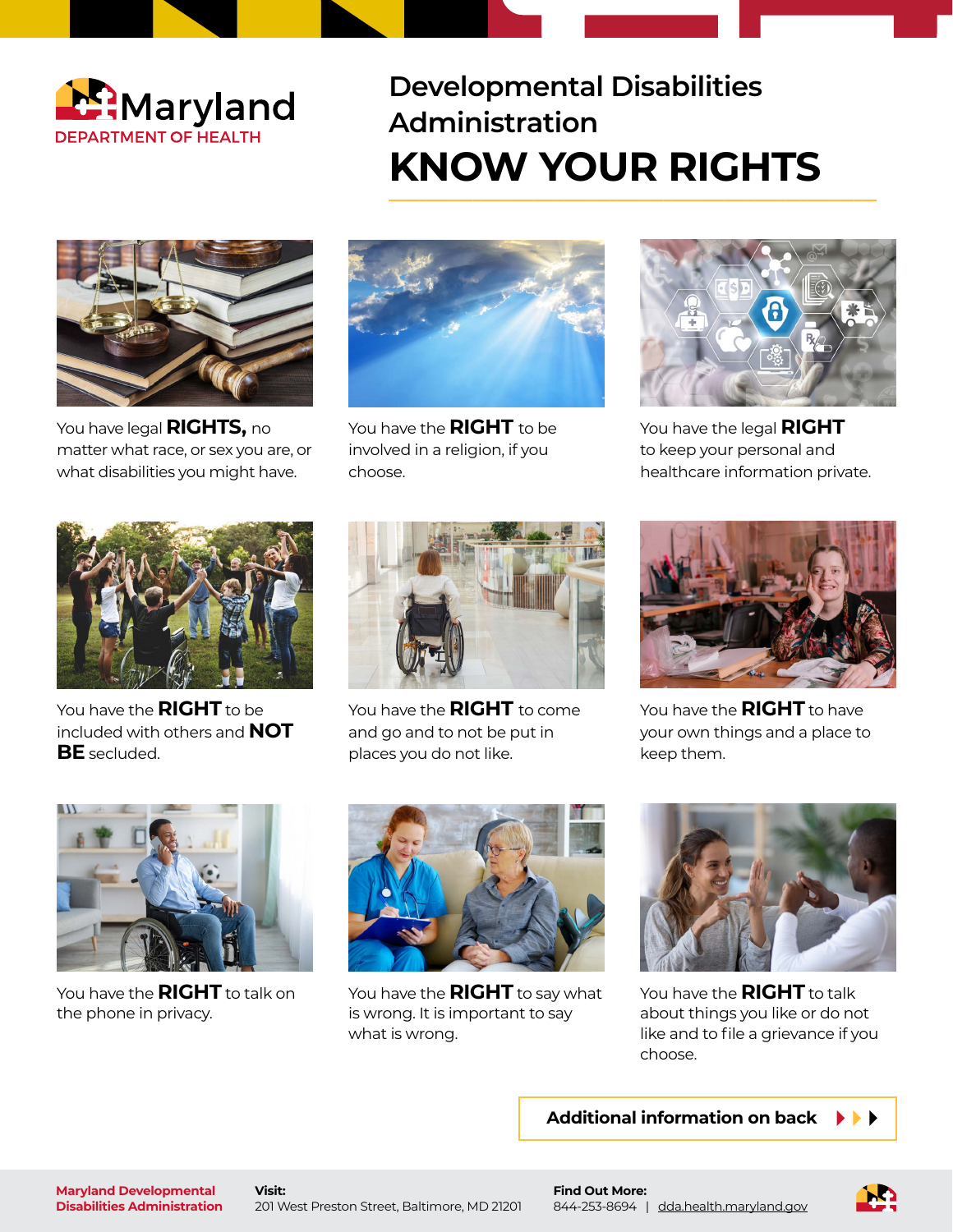Maryland
DEPARTMENT OF HEALTH

# Developmental Disabilities Administration

# KNOW YOUR RIGHTS

You have legal **RIGHTS,** no matter what race, or sex you are, or what disabilities you might have.

You have the **RIGHT** to be involved in a religion, if you choose.

You have the legal **RIGHT** to keep your personal and healthcare information private.

You have the **RIGHT** to be included with others and **NOT BE** secluded.

You have the **RIGHT** to come and go and to not be put in places you do not like.

You have the **RIGHT** to have your own things and a place to keep them.

You have the **RIGHT** to talk on the phone in privacy.

You have the **RIGHT** to say what is wrong. It is important to say what is wrong.

You have the **RIGHT** to talk about things you like or do not like and to file a grievance if you choose.

**Additional information on back**

**Maryland Developmental Disabilities Administration**

**Visit:**
201 West Preston Street, Baltimore, MD 21201

**Find Out More:**
844-253-8694 | dda.health.maryland.gov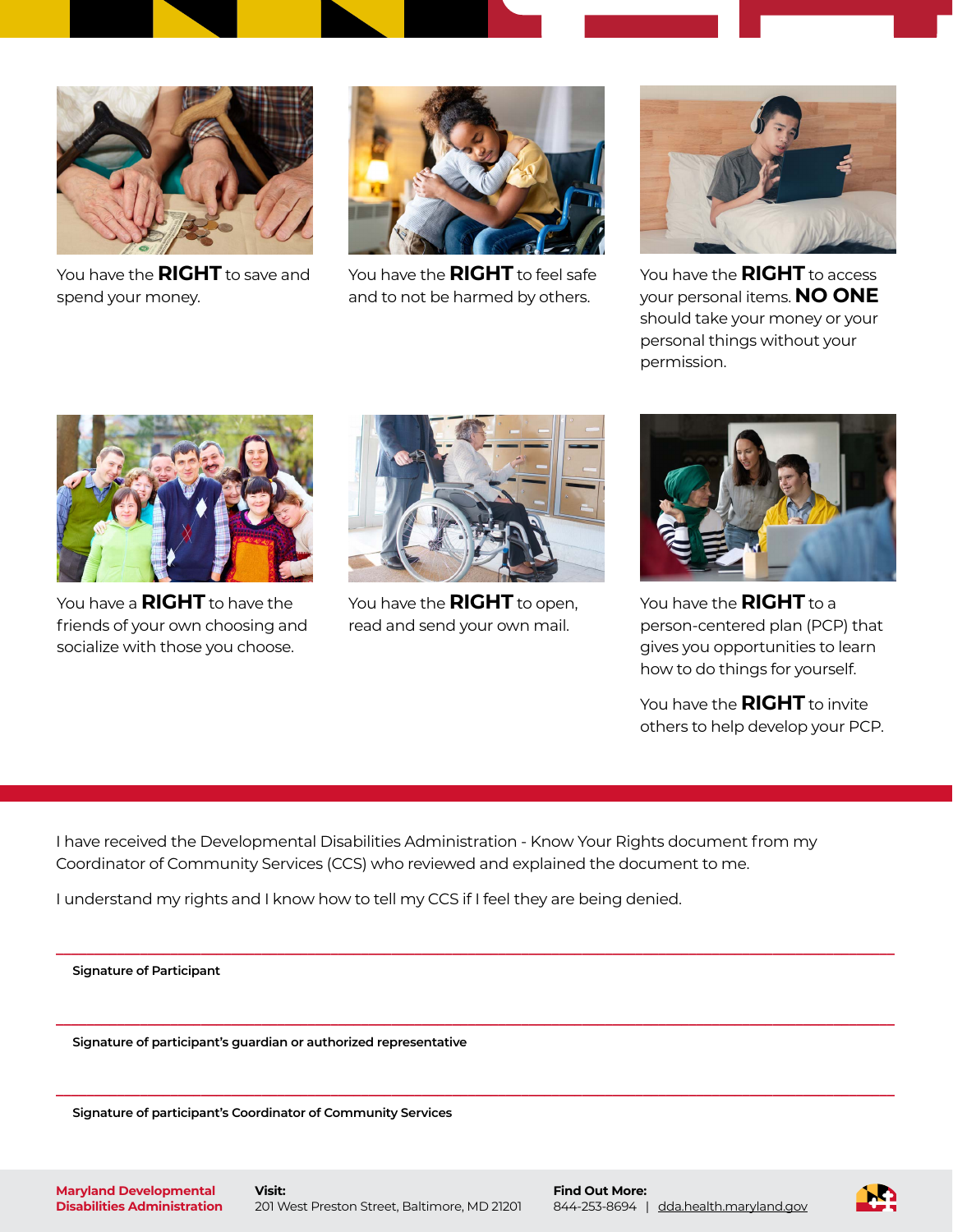You have the **RIGHT** to save and spend your money.

You have the **RIGHT** to feel safe and to not be harmed by others.

You have the **RIGHT** to access your personal items. **NO ONE** should take your money or your personal things without your permission.

You have a **RIGHT** to have the friends of your own choosing and socialize with those you choose.

You have the **RIGHT** to open, read and send your own mail.

You have the **RIGHT** to a person-centered plan (PCP) that gives you opportunities to learn how to do things for yourself.

You have the **RIGHT** to invite others to help develop your PCP.

I have received the Developmental Disabilities Administration - Know Your Rights document from my Coordinator of Community Services (CCS) who reviewed and explained the document to me.

I understand my rights and I know how to tell my CCS if I feel they are being denied.

______________________________________________

**Signature of Participant**

______________________________________________

**Signature of participant's guardian or authorized representative**

______________________________________________

**Signature of participant's Coordinator of Community Services**

**Maryland Developmental Disabilities Administration**

**Visit:** 201 West Preston Street, Baltimore, MD 21201

**Find Out More:** 844-253-8694 | dda.health.maryland.gov